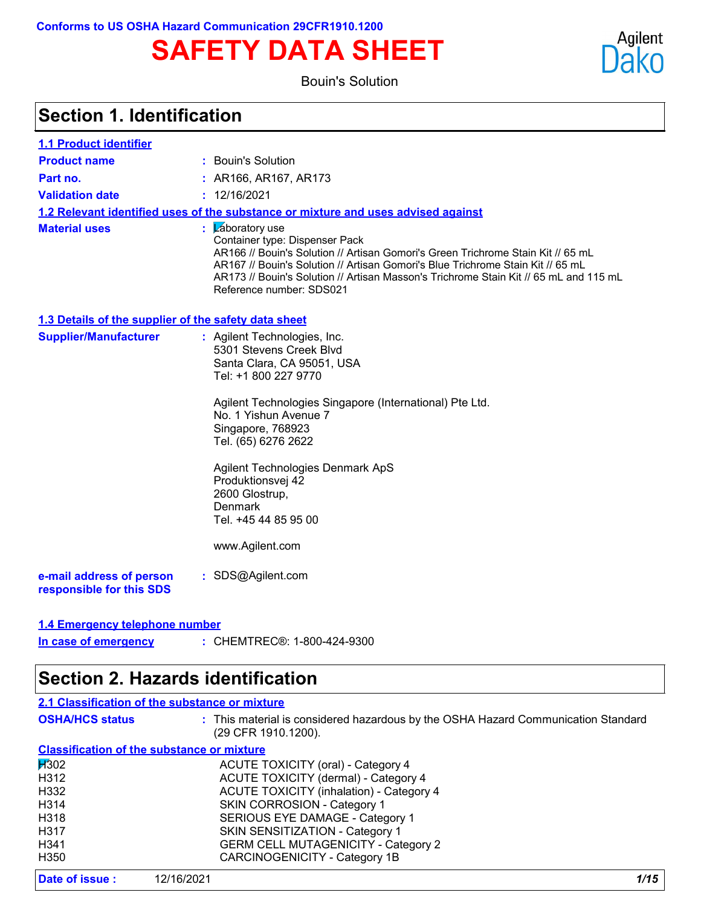Conforms to US OSHA Hazard Communication 29CFR1910.1200

# SAFETY DATA SHEET

Agilent Dako

Bouin's Solution

## Section 1. Identification

### 1.1 Product identifier

| | | |
|---|---|---|
| **Product name** | : | Bouin's Solution |
| **Part no.** | : | AR166, AR167, AR173 |
| **Validation date** | : | 12/16/2021 |

### 1.2 Relevant identified uses of the substance or mixture and uses advised against

**Material uses** : Laboratory use
Container type: Dispenser Pack
AR166 // Bouin's Solution // Artisan Gomori's Green Trichrome Stain Kit // 65 mL
AR167 // Bouin's Solution // Artisan Gomori's Blue Trichrome Stain Kit // 65 mL
AR173 // Bouin's Solution // Artisan Masson's Trichrome Stain Kit // 65 mL and 115 mL
Reference number: SDS021

### 1.3 Details of the supplier of the safety data sheet

**Supplier/Manufacturer** : Agilent Technologies, Inc.
5301 Stevens Creek Blvd
Santa Clara, CA 95051, USA
Tel: +1 800 227 9770

Agilent Technologies Singapore (International) Pte Ltd.
No. 1 Yishun Avenue 7
Singapore, 768923
Tel. (65) 6276 2622

Agilent Technologies Denmark ApS
Produktionsvej 42
2600 Glostrup,
Denmark
Tel. +45 44 85 95 00

www.Agilent.com

**e-mail address of person responsible for this SDS** : SDS@Agilent.com

### 1.4 Emergency telephone number

**In case of emergency** : CHEMTREC®: 1-800-424-9300

## Section 2. Hazards identification

### 2.1 Classification of the substance or mixture

**OSHA/HCS status** : This material is considered hazardous by the OSHA Hazard Communication Standard (29 CFR 1910.1200).

**Classification of the substance or mixture**

| | |
|---|---|
| H302 | ACUTE TOXICITY (oral) - Category 4 |
| H312 | ACUTE TOXICITY (dermal) - Category 4 |
| H332 | ACUTE TOXICITY (inhalation) - Category 4 |
| H314 | SKIN CORROSION - Category 1 |
| H318 | SERIOUS EYE DAMAGE - Category 1 |
| H317 | SKIN SENSITIZATION - Category 1 |
| H341 | GERM CELL MUTAGENICITY - Category 2 |
| H350 | CARCINOGENICITY - Category 1B |

**Date of issue :** 12/16/2021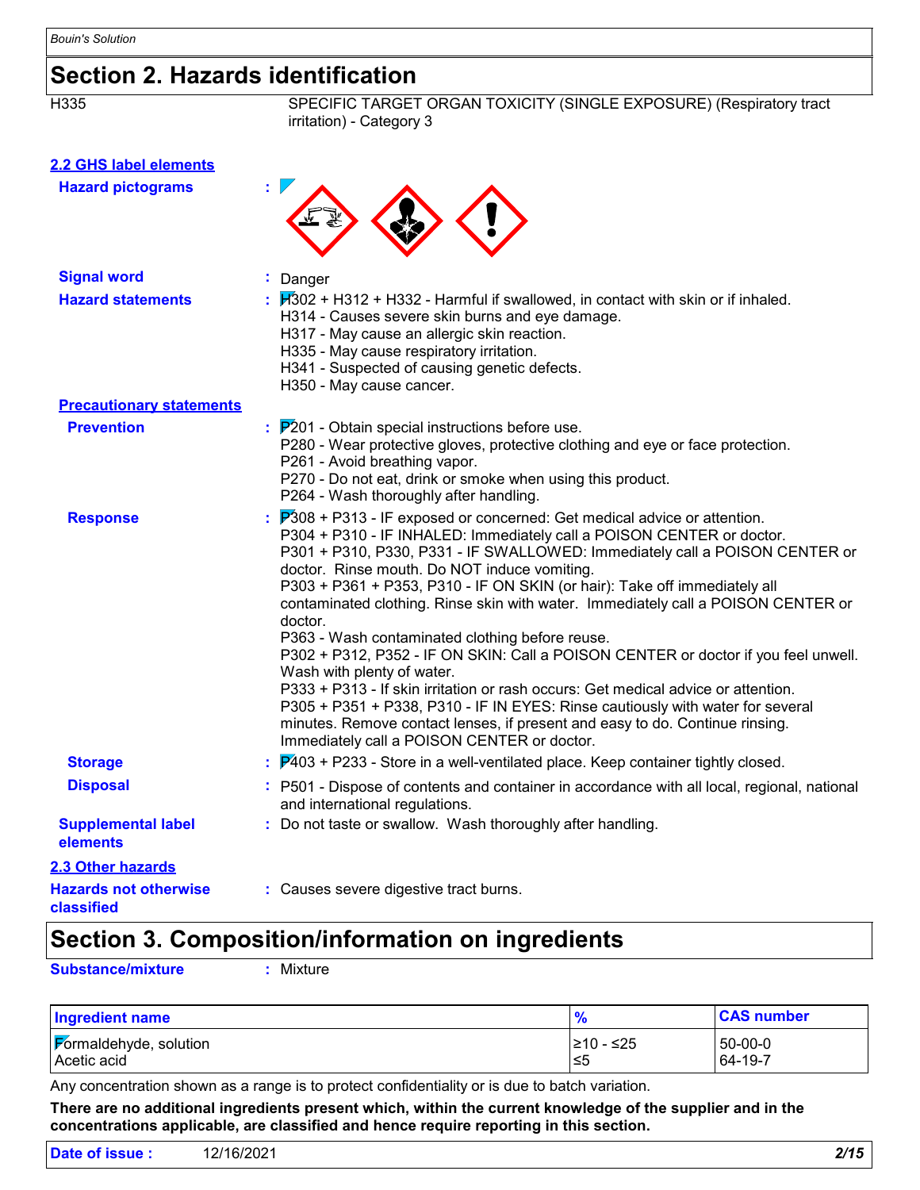# Section 2. Hazards identification

H335 SPECIFIC TARGET ORGAN TOXICITY (SINGLE EXPOSURE) (Respiratory tract irritation) - Category 3

## 2.2 GHS label elements

**Hazard pictograms** :

**Signal word** : Danger

**Hazard statements** : H302 + H312 + H332 - Harmful if swallowed, in contact with skin or if inhaled.
H314 - Causes severe skin burns and eye damage.
H317 - May cause an allergic skin reaction.
H335 - May cause respiratory irritation.
H341 - Suspected of causing genetic defects.
H350 - May cause cancer.

**Precautionary statements**

**Prevention** : P201 - Obtain special instructions before use.
P280 - Wear protective gloves, protective clothing and eye or face protection.
P261 - Avoid breathing vapor.
P270 - Do not eat, drink or smoke when using this product.
P264 - Wash thoroughly after handling.

**Response** : P308 + P313 - IF exposed or concerned: Get medical advice or attention.
P304 + P310 - IF INHALED: Immediately call a POISON CENTER or doctor.
P301 + P310, P330, P331 - IF SWALLOWED: Immediately call a POISON CENTER or doctor. Rinse mouth. Do NOT induce vomiting.
P303 + P361 + P353, P310 - IF ON SKIN (or hair): Take off immediately all contaminated clothing. Rinse skin with water. Immediately call a POISON CENTER or doctor.
P363 - Wash contaminated clothing before reuse.
P302 + P312, P352 - IF ON SKIN: Call a POISON CENTER or doctor if you feel unwell. Wash with plenty of water.
P333 + P313 - If skin irritation or rash occurs: Get medical advice or attention.
P305 + P351 + P338, P310 - IF IN EYES: Rinse cautiously with water for several minutes. Remove contact lenses, if present and easy to do. Continue rinsing. Immediately call a POISON CENTER or doctor.

**Storage** : P403 + P233 - Store in a well-ventilated place. Keep container tightly closed.

**Disposal** : P501 - Dispose of contents and container in accordance with all local, regional, national and international regulations.

**Supplemental label elements** : Do not taste or swallow. Wash thoroughly after handling.

## 2.3 Other hazards

**Hazards not otherwise classified** : Causes severe digestive tract burns.

# Section 3. Composition/information on ingredients

**Substance/mixture** : Mixture

| Ingredient name | % | CAS number |
|---|---|---|
| Formaldehyde, solution | ≥10 - ≤25 | 50-00-0 |
| Acetic acid | ≤5 | 64-19-7 |

Any concentration shown as a range is to protect confidentiality or is due to batch variation.

**There are no additional ingredients present which, within the current knowledge of the supplier and in the concentrations applicable, are classified and hence require reporting in this section.**

**Date of issue :** 12/16/2021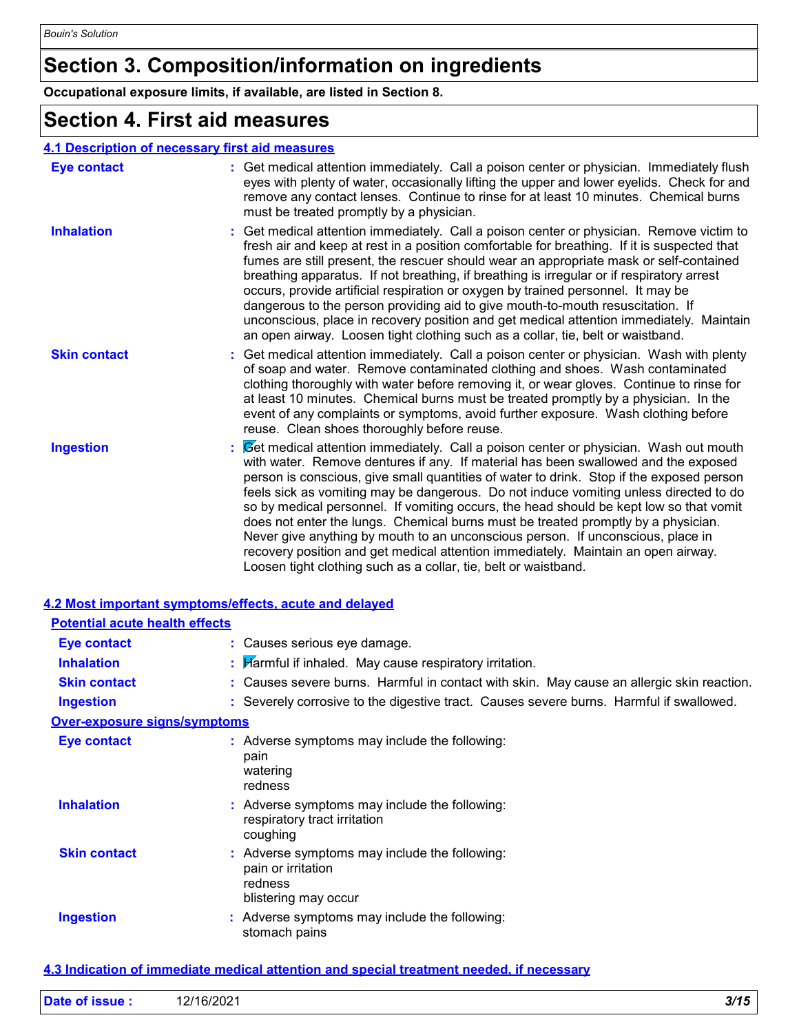# Section 3. Composition/information on ingredients

**Occupational exposure limits, if available, are listed in Section 8.**

# Section 4. First aid measures

## 4.1 Description of necessary first aid measures

**Eye contact** : Get medical attention immediately. Call a poison center or physician. Immediately flush eyes with plenty of water, occasionally lifting the upper and lower eyelids. Check for and remove any contact lenses. Continue to rinse for at least 10 minutes. Chemical burns must be treated promptly by a physician.

**Inhalation** : Get medical attention immediately. Call a poison center or physician. Remove victim to fresh air and keep at rest in a position comfortable for breathing. If it is suspected that fumes are still present, the rescuer should wear an appropriate mask or self-contained breathing apparatus. If not breathing, if breathing is irregular or if respiratory arrest occurs, provide artificial respiration or oxygen by trained personnel. It may be dangerous to the person providing aid to give mouth-to-mouth resuscitation. If unconscious, place in recovery position and get medical attention immediately. Maintain an open airway. Loosen tight clothing such as a collar, tie, belt or waistband.

**Skin contact** : Get medical attention immediately. Call a poison center or physician. Wash with plenty of soap and water. Remove contaminated clothing and shoes. Wash contaminated clothing thoroughly with water before removing it, or wear gloves. Continue to rinse for at least 10 minutes. Chemical burns must be treated promptly by a physician. In the event of any complaints or symptoms, avoid further exposure. Wash clothing before reuse. Clean shoes thoroughly before reuse.

**Ingestion** : Get medical attention immediately. Call a poison center or physician. Wash out mouth with water. Remove dentures if any. If material has been swallowed and the exposed person is conscious, give small quantities of water to drink. Stop if the exposed person feels sick as vomiting may be dangerous. Do not induce vomiting unless directed to do so by medical personnel. If vomiting occurs, the head should be kept low so that vomit does not enter the lungs. Chemical burns must be treated promptly by a physician. Never give anything by mouth to an unconscious person. If unconscious, place in recovery position and get medical attention immediately. Maintain an open airway. Loosen tight clothing such as a collar, tie, belt or waistband.

## 4.2 Most important symptoms/effects, acute and delayed

### Potential acute health effects

**Eye contact** : Causes serious eye damage.

**Inhalation** : Harmful if inhaled. May cause respiratory irritation.

**Skin contact** : Causes severe burns. Harmful in contact with skin. May cause an allergic skin reaction.

**Ingestion** : Severely corrosive to the digestive tract. Causes severe burns. Harmful if swallowed.

### Over-exposure signs/symptoms

**Eye contact** : Adverse symptoms may include the following:
pain
watering
redness

**Inhalation** : Adverse symptoms may include the following:
respiratory tract irritation
coughing

**Skin contact** : Adverse symptoms may include the following:
pain or irritation
redness
blistering may occur

**Ingestion** : Adverse symptoms may include the following:
stomach pains

## 4.3 Indication of immediate medical attention and special treatment needed, if necessary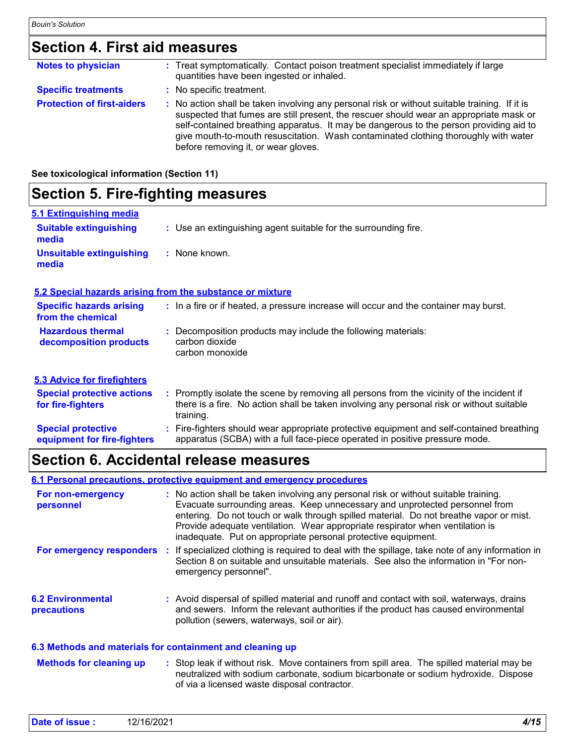## Section 4. First aid measures

**Notes to physician** : Treat symptomatically. Contact poison treatment specialist immediately if large quantities have been ingested or inhaled.

**Specific treatments** : No specific treatment.

**Protection of first-aiders** : No action shall be taken involving any personal risk or without suitable training. If it is suspected that fumes are still present, the rescuer should wear an appropriate mask or self-contained breathing apparatus. It may be dangerous to the person providing aid to give mouth-to-mouth resuscitation. Wash contaminated clothing thoroughly with water before removing it, or wear gloves.

**See toxicological information (Section 11)**

## Section 5. Fire-fighting measures

### 5.1 Extinguishing media

**Suitable extinguishing media** : Use an extinguishing agent suitable for the surrounding fire.

**Unsuitable extinguishing media** : None known.

### 5.2 Special hazards arising from the substance or mixture

**Specific hazards arising from the chemical** : In a fire or if heated, a pressure increase will occur and the container may burst.

**Hazardous thermal decomposition products** : Decomposition products may include the following materials:
carbon dioxide
carbon monoxide

### 5.3 Advice for firefighters

**Special protective actions for fire-fighters** : Promptly isolate the scene by removing all persons from the vicinity of the incident if there is a fire. No action shall be taken involving any personal risk or without suitable training.

**Special protective equipment for fire-fighters** : Fire-fighters should wear appropriate protective equipment and self-contained breathing apparatus (SCBA) with a full face-piece operated in positive pressure mode.

## Section 6. Accidental release measures

### 6.1 Personal precautions, protective equipment and emergency procedures

**For non-emergency personnel** : No action shall be taken involving any personal risk or without suitable training. Evacuate surrounding areas. Keep unnecessary and unprotected personnel from entering. Do not touch or walk through spilled material. Do not breathe vapor or mist. Provide adequate ventilation. Wear appropriate respirator when ventilation is inadequate. Put on appropriate personal protective equipment.

**For emergency responders** : If specialized clothing is required to deal with the spillage, take note of any information in Section 8 on suitable and unsuitable materials. See also the information in "For non-emergency personnel".

**6.2 Environmental precautions** : Avoid dispersal of spilled material and runoff and contact with soil, waterways, drains and sewers. Inform the relevant authorities if the product has caused environmental pollution (sewers, waterways, soil or air).

### 6.3 Methods and materials for containment and cleaning up

**Methods for cleaning up** : Stop leak if without risk. Move containers from spill area. The spilled material may be neutralized with sodium carbonate, sodium bicarbonate or sodium hydroxide. Dispose of via a licensed waste disposal contractor.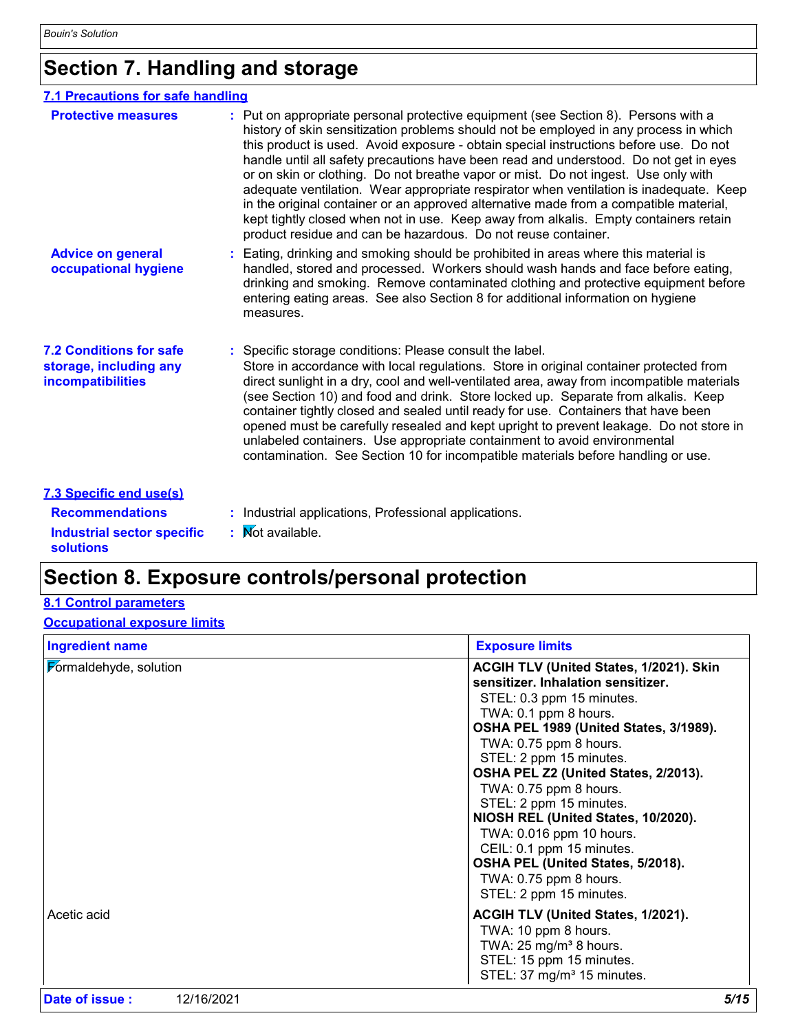# Section 7. Handling and storage

## 7.1 Precautions for safe handling

**Protective measures** : Put on appropriate personal protective equipment (see Section 8). Persons with a history of skin sensitization problems should not be employed in any process in which this product is used. Avoid exposure - obtain special instructions before use. Do not handle until all safety precautions have been read and understood. Do not get in eyes or on skin or clothing. Do not breathe vapor or mist. Do not ingest. Use only with adequate ventilation. Wear appropriate respirator when ventilation is inadequate. Keep in the original container or an approved alternative made from a compatible material, kept tightly closed when not in use. Keep away from alkalis. Empty containers retain product residue and can be hazardous. Do not reuse container.

**Advice on general occupational hygiene** : Eating, drinking and smoking should be prohibited in areas where this material is handled, stored and processed. Workers should wash hands and face before eating, drinking and smoking. Remove contaminated clothing and protective equipment before entering eating areas. See also Section 8 for additional information on hygiene measures.

**7.2 Conditions for safe storage, including any incompatibilities** : Specific storage conditions: Please consult the label.
Store in accordance with local regulations. Store in original container protected from direct sunlight in a dry, cool and well-ventilated area, away from incompatible materials (see Section 10) and food and drink. Store locked up. Separate from alkalis. Keep container tightly closed and sealed until ready for use. Containers that have been opened must be carefully resealed and kept upright to prevent leakage. Do not store in unlabeled containers. Use appropriate containment to avoid environmental contamination. See Section 10 for incompatible materials before handling or use.

## 7.3 Specific end use(s)

**Recommendations** : Industrial applications, Professional applications.

**Industrial sector specific solutions** : Not available.

# Section 8. Exposure controls/personal protection

## 8.1 Control parameters

### Occupational exposure limits

| Ingredient name | Exposure limits |
|---|---|
| Formaldehyde, solution | **ACGIH TLV (United States, 1/2021). Skin sensitizer. Inhalation sensitizer.**<br>STEL: 0.3 ppm 15 minutes.<br>TWA: 0.1 ppm 8 hours.<br>**OSHA PEL 1989 (United States, 3/1989).**<br>TWA: 0.75 ppm 8 hours.<br>STEL: 2 ppm 15 minutes.<br>**OSHA PEL Z2 (United States, 2/2013).**<br>TWA: 0.75 ppm 8 hours.<br>STEL: 2 ppm 15 minutes.<br>**NIOSH REL (United States, 10/2020).**<br>TWA: 0.016 ppm 10 hours.<br>CEIL: 0.1 ppm 15 minutes.<br>**OSHA PEL (United States, 5/2018).**<br>TWA: 0.75 ppm 8 hours.<br>STEL: 2 ppm 15 minutes. |
| Acetic acid | **ACGIH TLV (United States, 1/2021).**<br>TWA: 10 ppm 8 hours.<br>TWA: 25 mg/m³ 8 hours.<br>STEL: 15 ppm 15 minutes.<br>STEL: 37 mg/m³ 15 minutes. |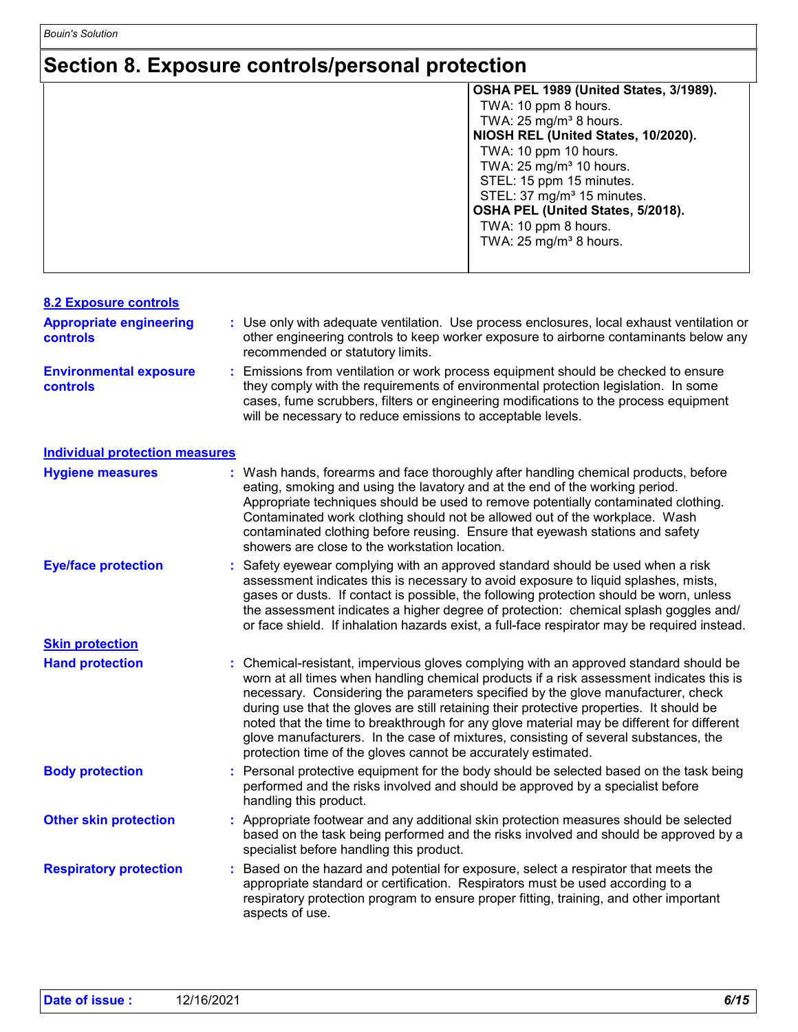## Section 8. Exposure controls/personal protection

| | |
|---|---|
| | **OSHA PEL 1989 (United States, 3/1989).**<br>TWA: 10 ppm 8 hours.<br>TWA: 25 mg/m³ 8 hours.<br>**NIOSH REL (United States, 10/2020).**<br>TWA: 10 ppm 10 hours.<br>TWA: 25 mg/m³ 10 hours.<br>STEL: 15 ppm 15 minutes.<br>STEL: 37 mg/m³ 15 minutes.<br>**OSHA PEL (United States, 5/2018).**<br>TWA: 10 ppm 8 hours.<br>TWA: 25 mg/m³ 8 hours. |

### 8.2 Exposure controls

**Appropriate engineering controls** : Use only with adequate ventilation. Use process enclosures, local exhaust ventilation or other engineering controls to keep worker exposure to airborne contaminants below any recommended or statutory limits.

**Environmental exposure controls** : Emissions from ventilation or work process equipment should be checked to ensure they comply with the requirements of environmental protection legislation. In some cases, fume scrubbers, filters or engineering modifications to the process equipment will be necessary to reduce emissions to acceptable levels.

### Individual protection measures

**Hygiene measures** : Wash hands, forearms and face thoroughly after handling chemical products, before eating, smoking and using the lavatory and at the end of the working period. Appropriate techniques should be used to remove potentially contaminated clothing. Contaminated work clothing should not be allowed out of the workplace. Wash contaminated clothing before reusing. Ensure that eyewash stations and safety showers are close to the workstation location.

**Eye/face protection** : Safety eyewear complying with an approved standard should be used when a risk assessment indicates this is necessary to avoid exposure to liquid splashes, mists, gases or dusts. If contact is possible, the following protection should be worn, unless the assessment indicates a higher degree of protection: chemical splash goggles and/ or face shield. If inhalation hazards exist, a full-face respirator may be required instead.

### Skin protection

**Hand protection** : Chemical-resistant, impervious gloves complying with an approved standard should be worn at all times when handling chemical products if a risk assessment indicates this is necessary. Considering the parameters specified by the glove manufacturer, check during use that the gloves are still retaining their protective properties. It should be noted that the time to breakthrough for any glove material may be different for different glove manufacturers. In the case of mixtures, consisting of several substances, the protection time of the gloves cannot be accurately estimated.

**Body protection** : Personal protective equipment for the body should be selected based on the task being performed and the risks involved and should be approved by a specialist before handling this product.

**Other skin protection** : Appropriate footwear and any additional skin protection measures should be selected based on the task being performed and the risks involved and should be approved by a specialist before handling this product.

**Respiratory protection** : Based on the hazard and potential for exposure, select a respirator that meets the appropriate standard or certification. Respirators must be used according to a respiratory protection program to ensure proper fitting, training, and other important aspects of use.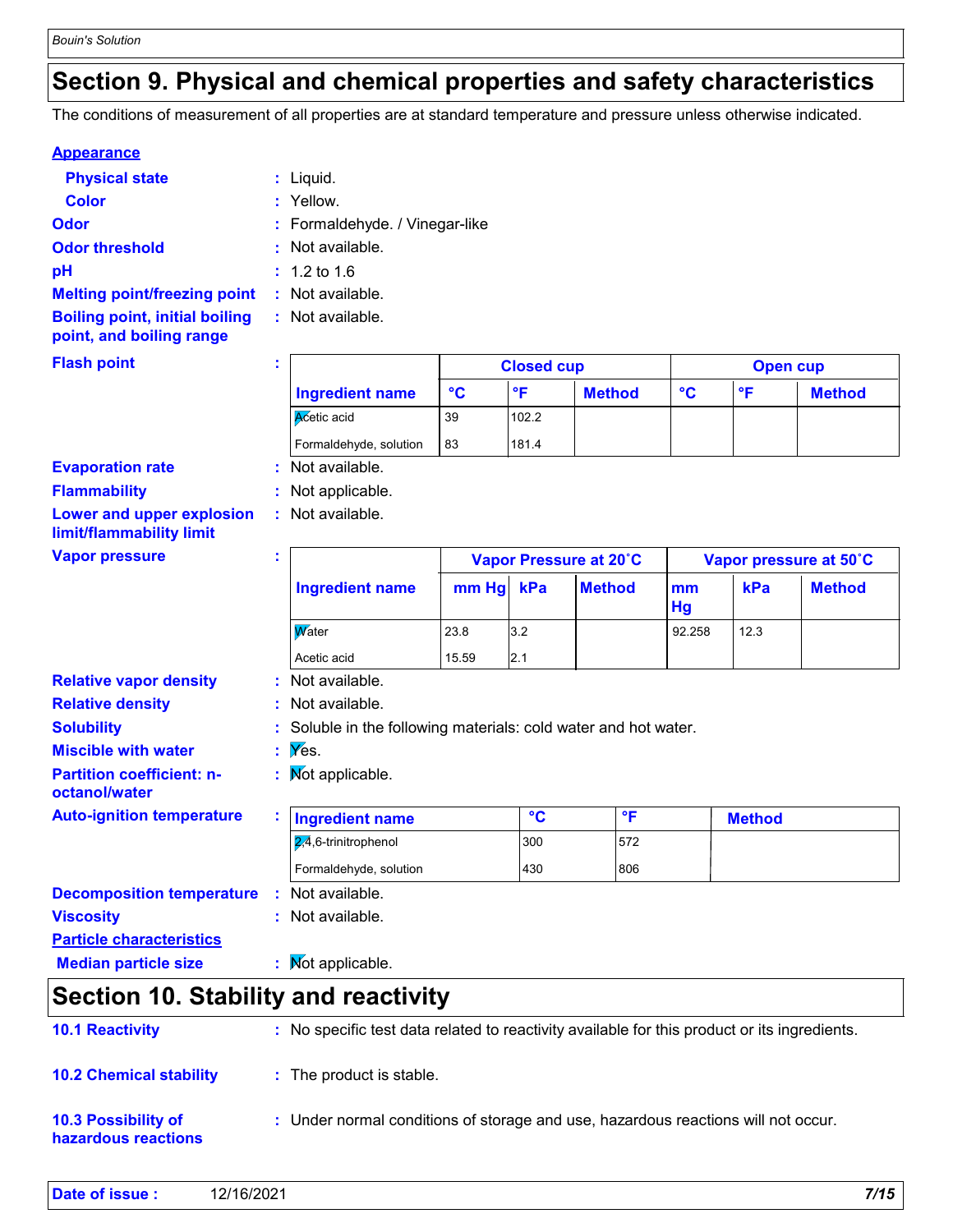# Section 9. Physical and chemical properties and safety characteristics

The conditions of measurement of all properties are at standard temperature and pressure unless otherwise indicated.

**Appearance**

**Physical state** : Liquid.

**Color** : Yellow.

**Odor** : Formaldehyde. / Vinegar-like

**Odor threshold** : Not available.

**pH** : 1.2 to 1.6

**Melting point/freezing point** : Not available.

**Boiling point, initial boiling point, and boiling range** : Not available.

**Flash point** :

| | Closed cup | | | Open cup | | |
|---|---|---|---|---|---|---|
| **Ingredient name** | **°C** | **°F** | **Method** | **°C** | **°F** | **Method** |
| Acetic acid | 39 | 102.2 | | | | |
| Formaldehyde, solution | 83 | 181.4 | | | | |

**Evaporation rate** : Not available.

**Flammability** : Not applicable.

**Lower and upper explosion limit/flammability limit** : Not available.

**Vapor pressure** :

| | Vapor Pressure at 20˚C | | | Vapor pressure at 50˚C | | |
|---|---|---|---|---|---|---|
| **Ingredient name** | **mm Hg** | **kPa** | **Method** | **mm Hg** | **kPa** | **Method** |
| Water | 23.8 | 3.2 | | 92.258 | 12.3 | |
| Acetic acid | 15.59 | 2.1 | | | | |

**Relative vapor density** : Not available.

**Relative density** : Not available.

**Solubility** : Soluble in the following materials: cold water and hot water.

**Miscible with water** : Yes.

**Partition coefficient: n-octanol/water** : Not applicable.

**Auto-ignition temperature** :

| Ingredient name | °C | °F | Method |
|---|---|---|---|
| 2,4,6-trinitrophenol | 300 | 572 | |
| Formaldehyde, solution | 430 | 806 | |

**Decomposition temperature** : Not available.

**Viscosity** : Not available.

**Particle characteristics**

**Median particle size** : Not applicable.

# Section 10. Stability and reactivity

**10.1 Reactivity** : No specific test data related to reactivity available for this product or its ingredients.

**10.2 Chemical stability** : The product is stable.

**10.3 Possibility of hazardous reactions** : Under normal conditions of storage and use, hazardous reactions will not occur.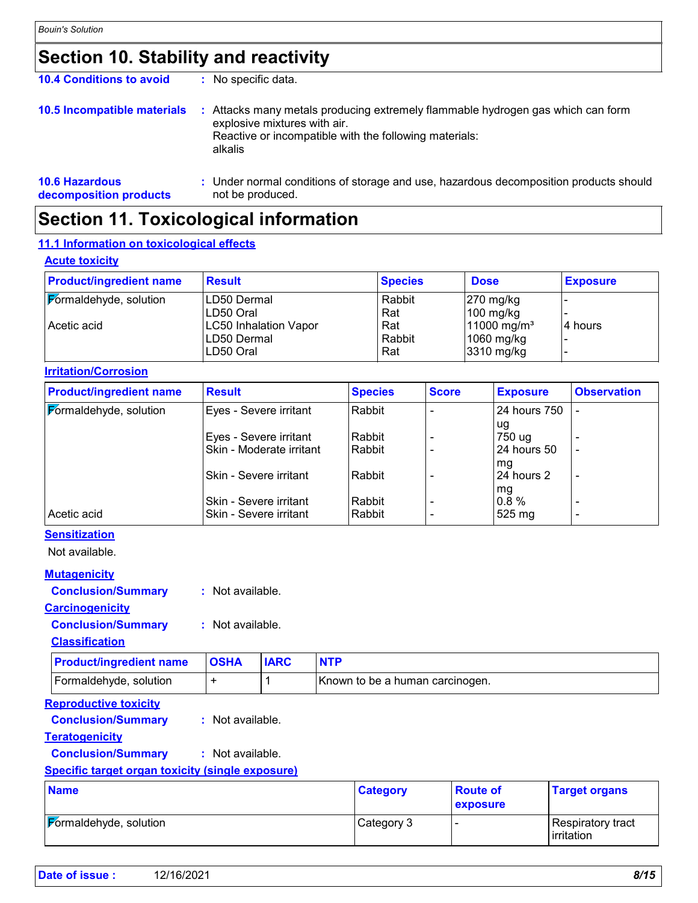## Section 10. Stability and reactivity

**10.4 Conditions to avoid** : No specific data.

**10.5 Incompatible materials** : Attacks many metals producing extremely flammable hydrogen gas which can form explosive mixtures with air.
Reactive or incompatible with the following materials:
alkalis

**10.6 Hazardous decomposition products** : Under normal conditions of storage and use, hazardous decomposition products should not be produced.

## Section 11. Toxicological information

### 11.1 Information on toxicological effects

#### Acute toxicity

| Product/ingredient name | Result | Species | Dose | Exposure |
|---|---|---|---|---|
| Formaldehyde, solution | LD50 Dermal | Rabbit | 270 mg/kg | - |
| | LD50 Oral | Rat | 100 mg/kg | - |
| Acetic acid | LC50 Inhalation Vapor | Rat | 11000 mg/m³ | 4 hours |
| | LD50 Dermal | Rabbit | 1060 mg/kg | - |
| | LD50 Oral | Rat | 3310 mg/kg | - |

#### Irritation/Corrosion

| Product/ingredient name | Result | Species | Score | Exposure | Observation |
|---|---|---|---|---|---|
| Formaldehyde, solution | Eyes - Severe irritant | Rabbit | - | 24 hours 750 ug | - |
| | Eyes - Severe irritant | Rabbit | - | 750 ug | - |
| | Skin - Moderate irritant | Rabbit | - | 24 hours 50 mg | - |
| | Skin - Severe irritant | Rabbit | - | 24 hours 2 mg | - |
| | Skin - Severe irritant | Rabbit | - | 0.8 % | - |
| Acetic acid | Skin - Severe irritant | Rabbit | - | 525 mg | - |

#### Sensitization

Not available.

#### Mutagenicity

**Conclusion/Summary** : Not available.

#### Carcinogenicity

**Conclusion/Summary** : Not available.

#### Classification

| Product/ingredient name | OSHA | IARC | NTP |
|---|---|---|---|
| Formaldehyde, solution | + | 1 | Known to be a human carcinogen. |

#### Reproductive toxicity

**Conclusion/Summary** : Not available.

#### Teratogenicity

**Conclusion/Summary** : Not available.

#### Specific target organ toxicity (single exposure)

| Name | Category | Route of exposure | Target organs |
|---|---|---|---|
| Formaldehyde, solution | Category 3 | - | Respiratory tract irritation |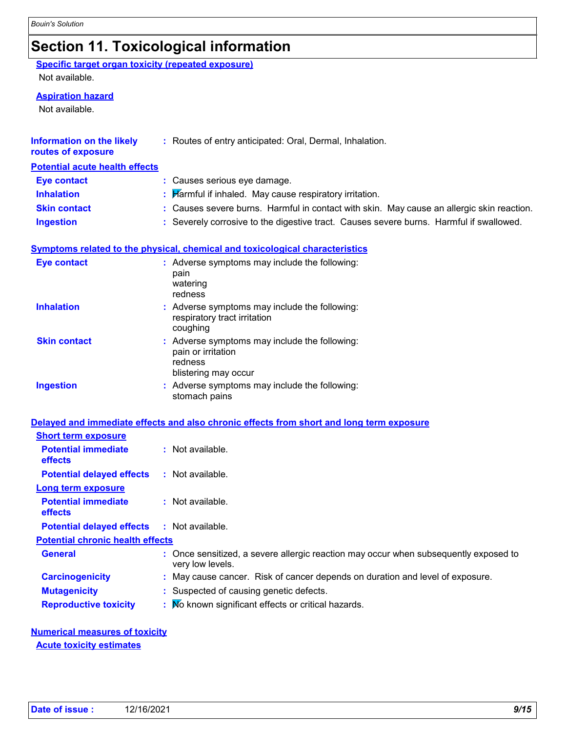# Section 11. Toxicological information

**Specific target organ toxicity (repeated exposure)**

Not available.

**Aspiration hazard**

Not available.

**Information on the likely routes of exposure** : Routes of entry anticipated: Oral, Dermal, Inhalation.

**Potential acute health effects**

**Eye contact** : Causes serious eye damage.

**Inhalation** : Harmful if inhaled. May cause respiratory irritation.

**Skin contact** : Causes severe burns. Harmful in contact with skin. May cause an allergic skin reaction.

**Ingestion** : Severely corrosive to the digestive tract. Causes severe burns. Harmful if swallowed.

**Symptoms related to the physical, chemical and toxicological characteristics**

**Eye contact** : Adverse symptoms may include the following:
pain
watering
redness

**Inhalation** : Adverse symptoms may include the following:
respiratory tract irritation
coughing

**Skin contact** : Adverse symptoms may include the following:
pain or irritation
redness
blistering may occur

**Ingestion** : Adverse symptoms may include the following:
stomach pains

**Delayed and immediate effects and also chronic effects from short and long term exposure**

**Short term exposure**

**Potential immediate effects** : Not available.

**Potential delayed effects** : Not available.

**Long term exposure**

**Potential immediate effects** : Not available.

**Potential delayed effects** : Not available.

**Potential chronic health effects**

**General** : Once sensitized, a severe allergic reaction may occur when subsequently exposed to very low levels.

**Carcinogenicity** : May cause cancer. Risk of cancer depends on duration and level of exposure.

**Mutagenicity** : Suspected of causing genetic defects.

**Reproductive toxicity** : No known significant effects or critical hazards.

**Numerical measures of toxicity**

**Acute toxicity estimates**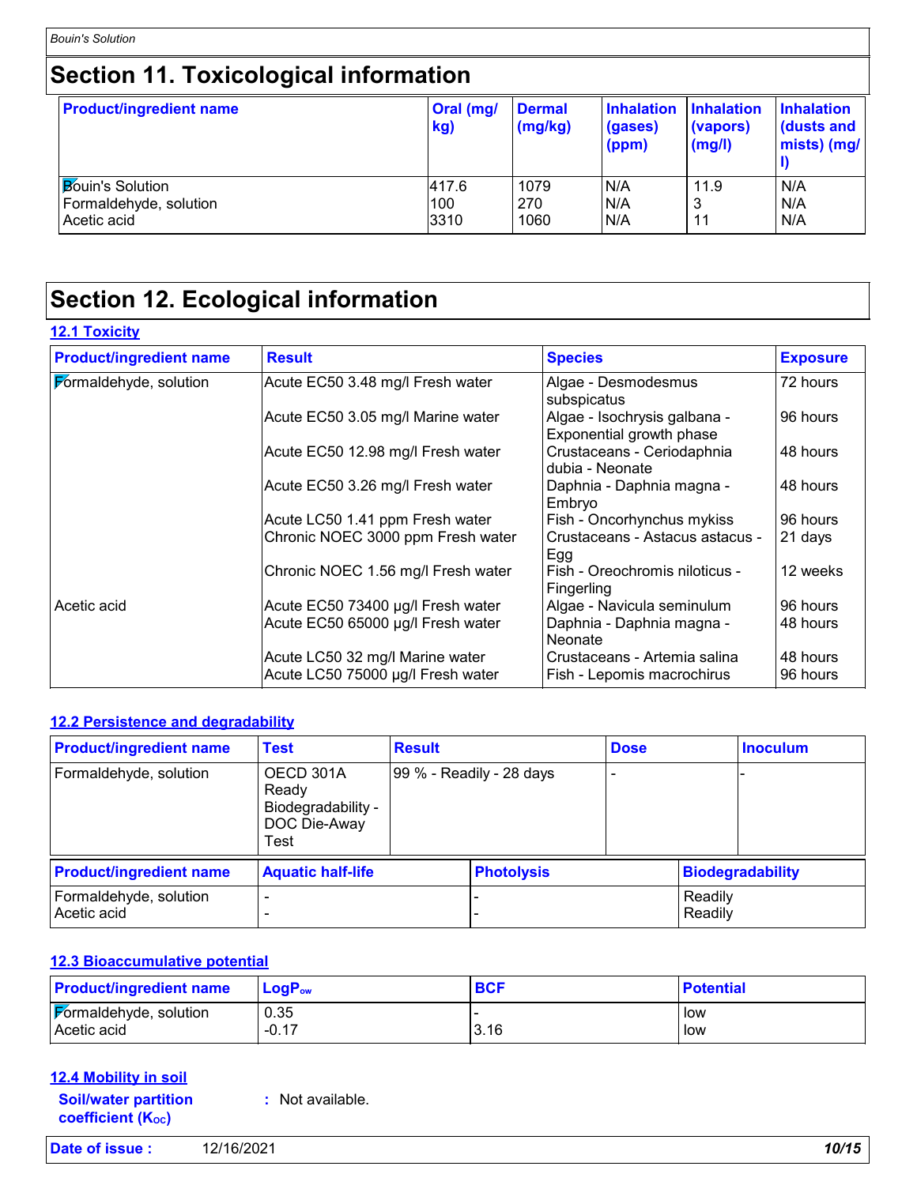# Section 11. Toxicological information

| Product/ingredient name | Oral (mg/kg) | Dermal (mg/kg) | Inhalation (gases) (ppm) | Inhalation (vapors) (mg/l) | Inhalation (dusts and mists) (mg/l) |
|---|---|---|---|---|---|
| Bouin's Solution | 417.6 | 1079 | N/A | 11.9 | N/A |
| Formaldehyde, solution | 100 | 270 | N/A | 3 | N/A |
| Acetic acid | 3310 | 1060 | N/A | 11 | N/A |

# Section 12. Ecological information

## 12.1 Toxicity

| Product/ingredient name | Result | Species | Exposure |
|---|---|---|---|
| Formaldehyde, solution | Acute EC50 3.48 mg/l Fresh water | Algae - Desmodesmus subspicatus | 72 hours |
| | Acute EC50 3.05 mg/l Marine water | Algae - Isochrysis galbana - Exponential growth phase | 96 hours |
| | Acute EC50 12.98 mg/l Fresh water | Crustaceans - Ceriodaphnia dubia - Neonate | 48 hours |
| | Acute EC50 3.26 mg/l Fresh water | Daphnia - Daphnia magna - Embryo | 48 hours |
| | Acute LC50 1.41 ppm Fresh water | Fish - Oncorhynchus mykiss | 96 hours |
| | Chronic NOEC 3000 ppm Fresh water | Crustaceans - Astacus astacus - Egg | 21 days |
| | Chronic NOEC 1.56 mg/l Fresh water | Fish - Oreochromis niloticus - Fingerling | 12 weeks |
| Acetic acid | Acute EC50 73400 µg/l Fresh water | Algae - Navicula seminulum | 96 hours |
| | Acute EC50 65000 µg/l Fresh water | Daphnia - Daphnia magna - Neonate | 48 hours |
| | Acute LC50 32 mg/l Marine water | Crustaceans - Artemia salina | 48 hours |
| | Acute LC50 75000 µg/l Fresh water | Fish - Lepomis macrochirus | 96 hours |

## 12.2 Persistence and degradability

| Product/ingredient name | Test | Result | Dose | Inoculum |
|---|---|---|---|---|
| Formaldehyde, solution | OECD 301A Ready Biodegradability - DOC Die-Away Test | 99 % - Readily - 28 days | - | - |

| Product/ingredient name | Aquatic half-life | Photolysis | Biodegradability |
|---|---|---|---|
| Formaldehyde, solution | - | - | Readily |
| Acetic acid | - | - | Readily |

## 12.3 Bioaccumulative potential

| Product/ingredient name | $LogP_{ow}$ | BCF | Potential |
|---|---|---|---|
| Formaldehyde, solution | 0.35 | - | low |
| Acetic acid | -0.17 | 3.16 | low |

## 12.4 Mobility in soil

**Soil/water partition coefficient ($K_{OC}$)** : Not available.

**Date of issue :** 12/16/2021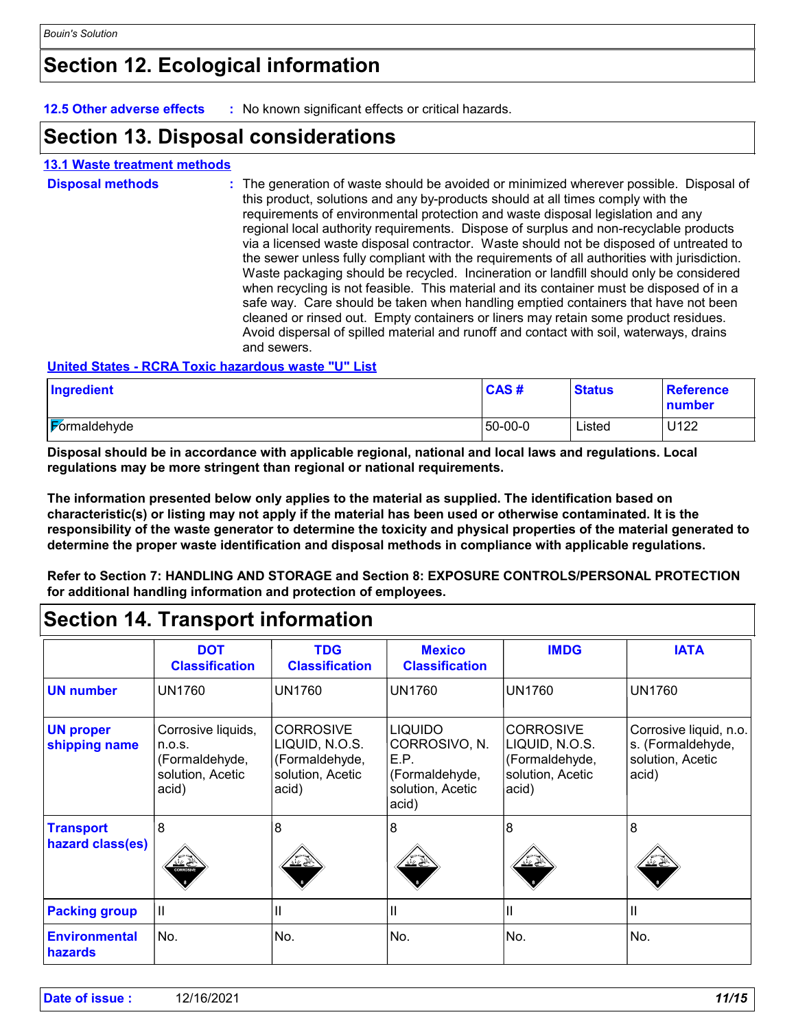## Section 12. Ecological information

**12.5 Other adverse effects** : No known significant effects or critical hazards.

## Section 13. Disposal considerations

**13.1 Waste treatment methods**

**Disposal methods** : The generation of waste should be avoided or minimized wherever possible. Disposal of this product, solutions and any by-products should at all times comply with the requirements of environmental protection and waste disposal legislation and any regional local authority requirements. Dispose of surplus and non-recyclable products via a licensed waste disposal contractor. Waste should not be disposed of untreated to the sewer unless fully compliant with the requirements of all authorities with jurisdiction. Waste packaging should be recycled. Incineration or landfill should only be considered when recycling is not feasible. This material and its container must be disposed of in a safe way. Care should be taken when handling emptied containers that have not been cleaned or rinsed out. Empty containers or liners may retain some product residues. Avoid dispersal of spilled material and runoff and contact with soil, waterways, drains and sewers.

**United States - RCRA Toxic hazardous waste "U" List**

| Ingredient | CAS # | Status | Reference number |
|---|---|---|---|
| Formaldehyde | 50-00-0 | Listed | U122 |

**Disposal should be in accordance with applicable regional, national and local laws and regulations. Local regulations may be more stringent than regional or national requirements.**

**The information presented below only applies to the material as supplied. The identification based on characteristic(s) or listing may not apply if the material has been used or otherwise contaminated. It is the responsibility of the waste generator to determine the toxicity and physical properties of the material generated to determine the proper waste identification and disposal methods in compliance with applicable regulations.**

**Refer to Section 7: HANDLING AND STORAGE and Section 8: EXPOSURE CONTROLS/PERSONAL PROTECTION for additional handling information and protection of employees.**

## Section 14. Transport information

| | DOT Classification | TDG Classification | Mexico Classification | IMDG | IATA |
|---|---|---|---|---|---|
| **UN number** | UN1760 | UN1760 | UN1760 | UN1760 | UN1760 |
| **UN proper shipping name** | Corrosive liquids, n.o.s. (Formaldehyde, solution, Acetic acid) | CORROSIVE LIQUID, N.O.S. (Formaldehyde, solution, Acetic acid) | LIQUIDO CORROSIVO, N. E.P. (Formaldehyde, solution, Acetic acid) | CORROSIVE LIQUID, N.O.S. (Formaldehyde, solution, Acetic acid) | Corrosive liquid, n.o. s. (Formaldehyde, solution, Acetic acid) |
| **Transport hazard class(es)** | 8 | 8 | 8 | 8 | 8 |
| **Packing group** | II | II | II | II | II |
| **Environmental hazards** | No. | No. | No. | No. | No. |

**Date of issue :** 12/16/2021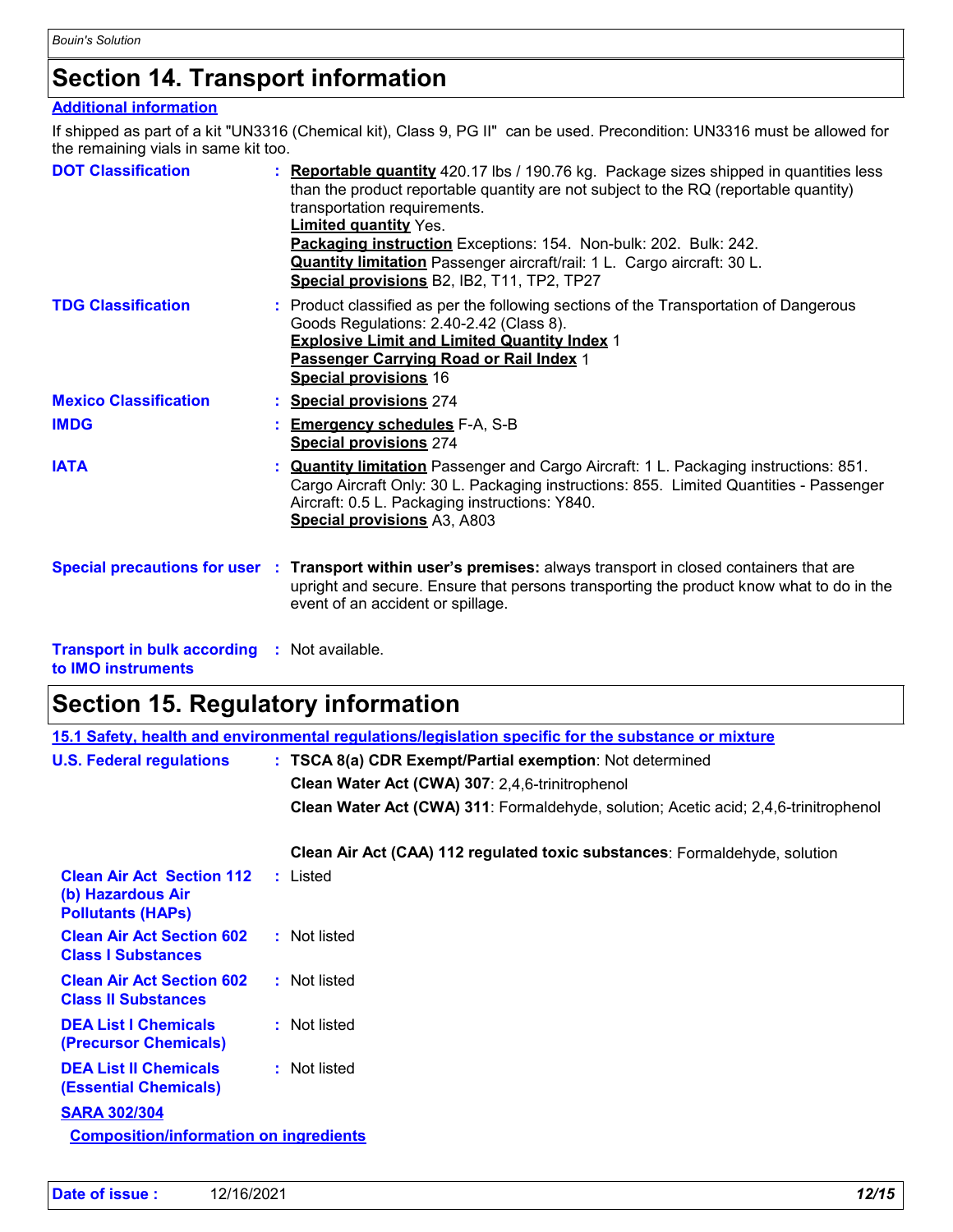## Section 14. Transport information

**Additional information**

If shipped as part of a kit "UN3316 (Chemical kit), Class 9, PG II" can be used. Precondition: UN3316 must be allowed for the remaining vials in same kit too.

**DOT Classification** : **Reportable quantity** 420.17 lbs / 190.76 kg. Package sizes shipped in quantities less than the product reportable quantity are not subject to the RQ (reportable quantity) transportation requirements.
**Limited quantity** Yes.
**Packaging instruction** Exceptions: 154. Non-bulk: 202. Bulk: 242.
**Quantity limitation** Passenger aircraft/rail: 1 L. Cargo aircraft: 30 L.
**Special provisions** B2, IB2, T11, TP2, TP27

**TDG Classification** : Product classified as per the following sections of the Transportation of Dangerous Goods Regulations: 2.40-2.42 (Class 8).
**Explosive Limit and Limited Quantity Index** 1
**Passenger Carrying Road or Rail Index** 1
**Special provisions** 16

**Mexico Classification** : **Special provisions** 274

**IMDG** : **Emergency schedules** F-A, S-B
**Special provisions** 274

**IATA** : **Quantity limitation** Passenger and Cargo Aircraft: 1 L. Packaging instructions: 851. Cargo Aircraft Only: 30 L. Packaging instructions: 855. Limited Quantities - Passenger Aircraft: 0.5 L. Packaging instructions: Y840.
**Special provisions** A3, A803

**Special precautions for user** : **Transport within user's premises:** always transport in closed containers that are upright and secure. Ensure that persons transporting the product know what to do in the event of an accident or spillage.

**Transport in bulk according to IMO instruments** : Not available.

## Section 15. Regulatory information

**15.1 Safety, health and environmental regulations/legislation specific for the substance or mixture**

**U.S. Federal regulations** : **TSCA 8(a) CDR Exempt/Partial exemption**: Not determined
**Clean Water Act (CWA) 307**: 2,4,6-trinitrophenol
**Clean Water Act (CWA) 311**: Formaldehyde, solution; Acetic acid; 2,4,6-trinitrophenol

**Clean Air Act (CAA) 112 regulated toxic substances**: Formaldehyde, solution

**Clean Air Act Section 112 (b) Hazardous Air Pollutants (HAPs)** : Listed

**Clean Air Act Section 602 Class I Substances** : Not listed

**Clean Air Act Section 602 Class II Substances** : Not listed

**DEA List I Chemicals (Precursor Chemicals)** : Not listed

**DEA List II Chemicals (Essential Chemicals)** : Not listed

**SARA 302/304**

**Composition/information on ingredients**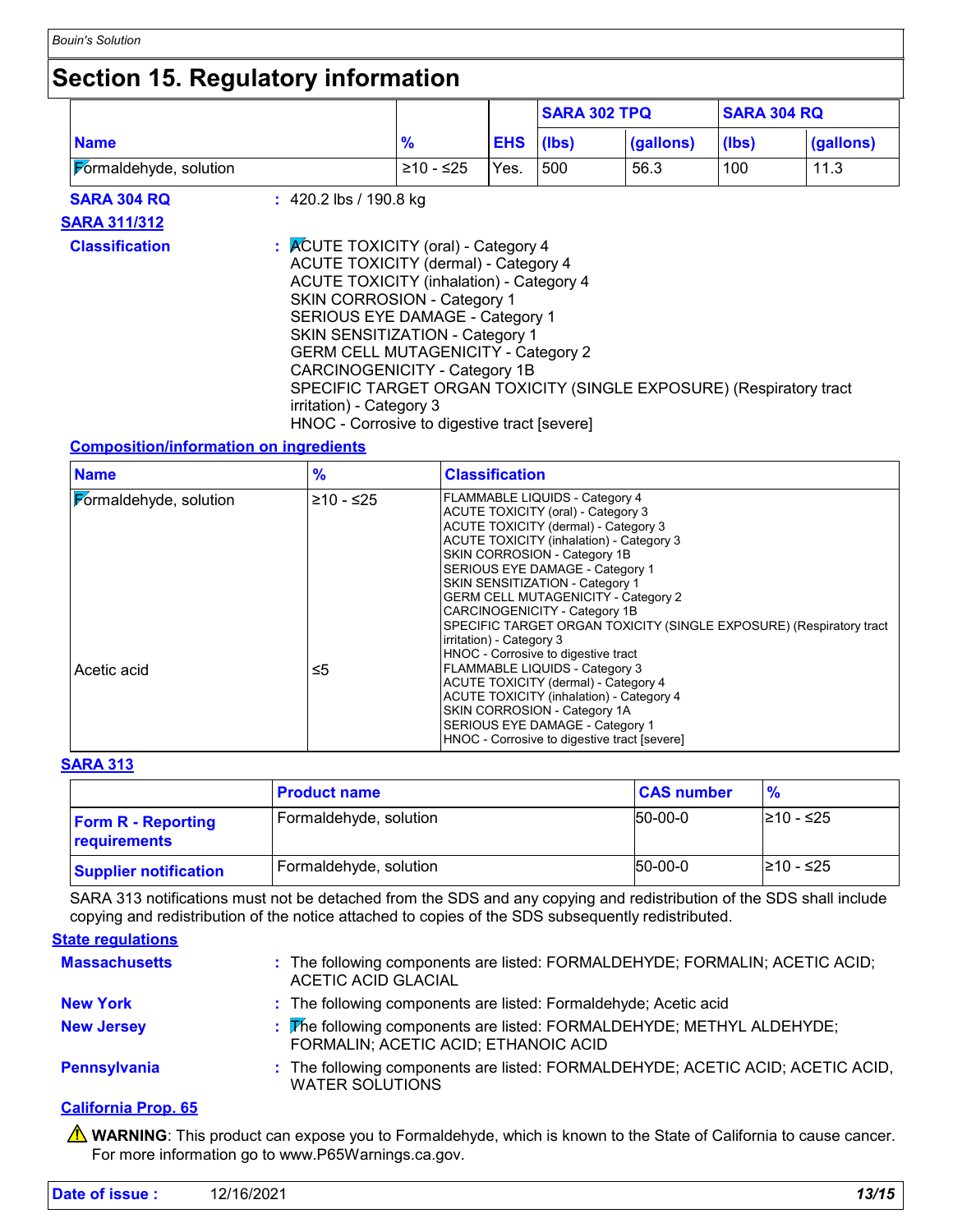# Section 15. Regulatory information

| | | | SARA 302 TPQ | | SARA 304 RQ | |
|---|---|---|---|---|---|---|
| **Name** | **%** | **EHS** | **(lbs)** | **(gallons)** | **(lbs)** | **(gallons)** |
| Formaldehyde, solution | ≥10 - ≤25 | Yes. | 500 | 56.3 | 100 | 11.3 |

**SARA 304 RQ** : 420.2 lbs / 190.8 kg

**SARA 311/312**

**Classification** : ACUTE TOXICITY (oral) - Category 4
ACUTE TOXICITY (dermal) - Category 4
ACUTE TOXICITY (inhalation) - Category 4
SKIN CORROSION - Category 1
SERIOUS EYE DAMAGE - Category 1
SKIN SENSITIZATION - Category 1
GERM CELL MUTAGENICITY - Category 2
CARCINOGENICITY - Category 1B
SPECIFIC TARGET ORGAN TOXICITY (SINGLE EXPOSURE) (Respiratory tract irritation) - Category 3
HNOC - Corrosive to digestive tract [severe]

**Composition/information on ingredients**

| Name | % | Classification |
|---|---|---|
| Formaldehyde, solution | ≥10 - ≤25 | FLAMMABLE LIQUIDS - Category 4<br>ACUTE TOXICITY (oral) - Category 3<br>ACUTE TOXICITY (dermal) - Category 3<br>ACUTE TOXICITY (inhalation) - Category 3<br>SKIN CORROSION - Category 1B<br>SERIOUS EYE DAMAGE - Category 1<br>SKIN SENSITIZATION - Category 1<br>GERM CELL MUTAGENICITY - Category 2<br>CARCINOGENICITY - Category 1B<br>SPECIFIC TARGET ORGAN TOXICITY (SINGLE EXPOSURE) (Respiratory tract irritation) - Category 3<br>HNOC - Corrosive to digestive tract |
| Acetic acid | ≤5 | FLAMMABLE LIQUIDS - Category 3<br>ACUTE TOXICITY (dermal) - Category 4<br>ACUTE TOXICITY (inhalation) - Category 4<br>SKIN CORROSION - Category 1A<br>SERIOUS EYE DAMAGE - Category 1<br>HNOC - Corrosive to digestive tract [severe] |

**SARA 313**

| | Product name | CAS number | % |
|---|---|---|---|
| **Form R - Reporting requirements** | Formaldehyde, solution | 50-00-0 | ≥10 - ≤25 |
| **Supplier notification** | Formaldehyde, solution | 50-00-0 | ≥10 - ≤25 |

SARA 313 notifications must not be detached from the SDS and any copying and redistribution of the SDS shall include copying and redistribution of the notice attached to copies of the SDS subsequently redistributed.

**State regulations**

**Massachusetts** : The following components are listed: FORMALDEHYDE; FORMALIN; ACETIC ACID; ACETIC ACID GLACIAL

**New York** : The following components are listed: Formaldehyde; Acetic acid

**New Jersey** : The following components are listed: FORMALDEHYDE; METHYL ALDEHYDE; FORMALIN; ACETIC ACID; ETHANOIC ACID

**Pennsylvania** : The following components are listed: FORMALDEHYDE; ACETIC ACID; ACETIC ACID, WATER SOLUTIONS

**California Prop. 65**

⚠ **WARNING**: This product can expose you to Formaldehyde, which is known to the State of California to cause cancer. For more information go to www.P65Warnings.ca.gov.

**Date of issue :** 12/16/2021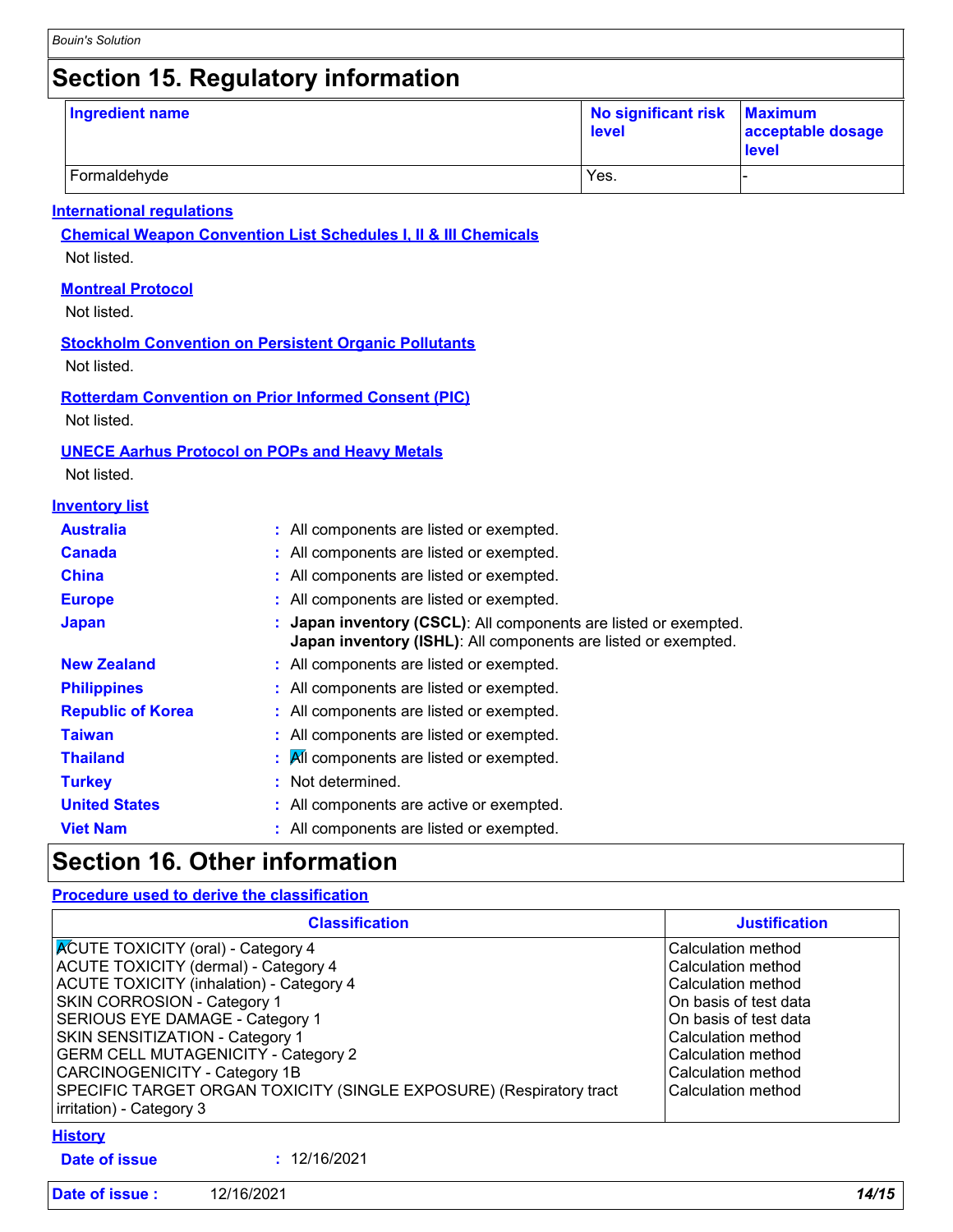# Section 15. Regulatory information

| Ingredient name | No significant risk level | Maximum acceptable dosage level |
|---|---|---|
| Formaldehyde | Yes. | - |

**International regulations**

**Chemical Weapon Convention List Schedules I, II & III Chemicals**

Not listed.

**Montreal Protocol**

Not listed.

**Stockholm Convention on Persistent Organic Pollutants**

Not listed.

**Rotterdam Convention on Prior Informed Consent (PIC)**

Not listed.

**UNECE Aarhus Protocol on POPs and Heavy Metals**

Not listed.

**Inventory list**

**Australia** : All components are listed or exempted.

**Canada** : All components are listed or exempted.

**China** : All components are listed or exempted.

**Europe** : All components are listed or exempted.

**Japan** : **Japan inventory (CSCL)**: All components are listed or exempted.
**Japan inventory (ISHL)**: All components are listed or exempted.

**New Zealand** : All components are listed or exempted.

**Philippines** : All components are listed or exempted.

**Republic of Korea** : All components are listed or exempted.

**Taiwan** : All components are listed or exempted.

**Thailand** : All components are listed or exempted.

**Turkey** : Not determined.

**United States** : All components are active or exempted.

**Viet Nam** : All components are listed or exempted.

# Section 16. Other information

**Procedure used to derive the classification**

| Classification | Justification |
|---|---|
| ACUTE TOXICITY (oral) - Category 4 | Calculation method |
| ACUTE TOXICITY (dermal) - Category 4 | Calculation method |
| ACUTE TOXICITY (inhalation) - Category 4 | Calculation method |
| SKIN CORROSION - Category 1 | On basis of test data |
| SERIOUS EYE DAMAGE - Category 1 | On basis of test data |
| SKIN SENSITIZATION - Category 1 | Calculation method |
| GERM CELL MUTAGENICITY - Category 2 | Calculation method |
| CARCINOGENICITY - Category 1B | Calculation method |
| SPECIFIC TARGET ORGAN TOXICITY (SINGLE EXPOSURE) (Respiratory tract irritation) - Category 3 | Calculation method |

**History**

**Date of issue** : 12/16/2021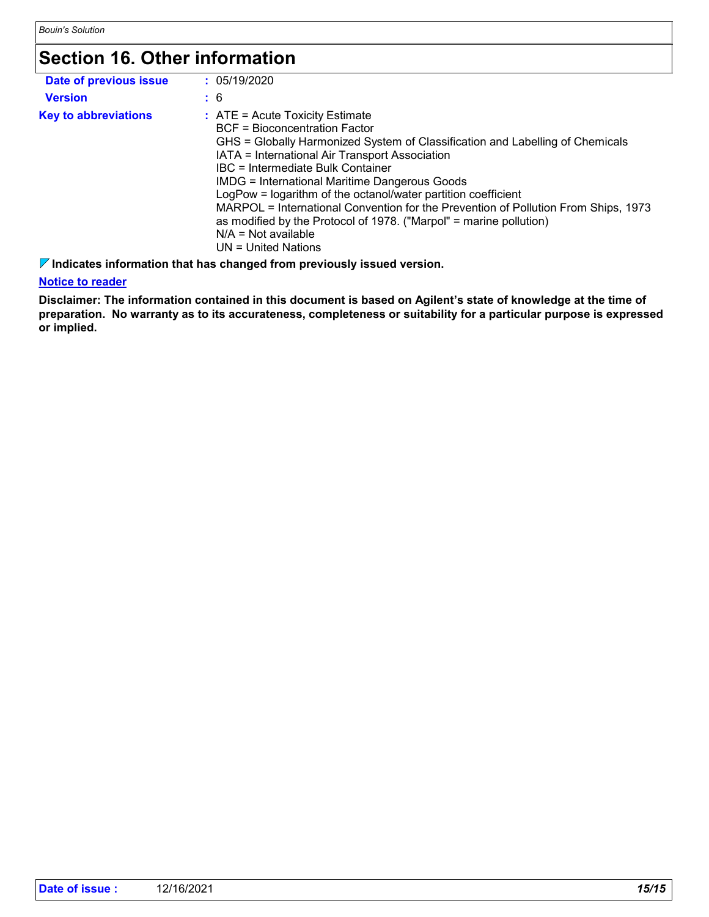# Section 16. Other information

**Date of previous issue** : 05/19/2020

**Version** : 6

**Key to abbreviations** : ATE = Acute Toxicity Estimate
BCF = Bioconcentration Factor
GHS = Globally Harmonized System of Classification and Labelling of Chemicals
IATA = International Air Transport Association
IBC = Intermediate Bulk Container
IMDG = International Maritime Dangerous Goods
LogPow = logarithm of the octanol/water partition coefficient
MARPOL = International Convention for the Prevention of Pollution From Ships, 1973 as modified by the Protocol of 1978. ("Marpol" = marine pollution)
N/A = Not available
UN = United Nations

**Indicates information that has changed from previously issued version.**

**Notice to reader**

**Disclaimer: The information contained in this document is based on Agilent's state of knowledge at the time of preparation. No warranty as to its accurateness, completeness or suitability for a particular purpose is expressed or implied.**

**Date of issue :** 12/16/2021